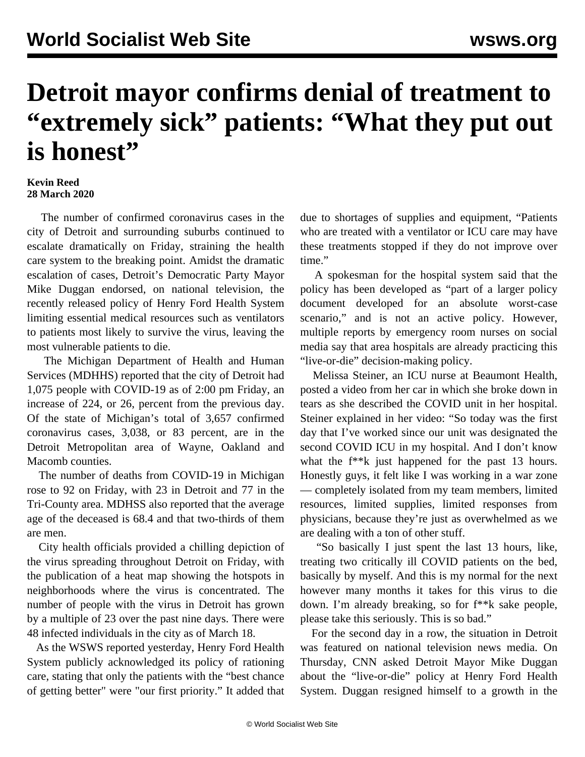# Detroit mayor confirms denial of treatment to "extremely sick" patients: "What they put out is honest"

**Kevin Reed**
**28 March 2020**

The number of confirmed coronavirus cases in the city of Detroit and surrounding suburbs continued to escalate dramatically on Friday, straining the health care system to the breaking point. Amidst the dramatic escalation of cases, Detroit's Democratic Party Mayor Mike Duggan endorsed, on national television, the recently released policy of Henry Ford Health System limiting essential medical resources such as ventilators to patients most likely to survive the virus, leaving the most vulnerable patients to die.

The Michigan Department of Health and Human Services (MDHHS) reported that the city of Detroit had 1,075 people with COVID-19 as of 2:00 pm Friday, an increase of 224, or 26, percent from the previous day. Of the state of Michigan's total of 3,657 confirmed coronavirus cases, 3,038, or 83 percent, are in the Detroit Metropolitan area of Wayne, Oakland and Macomb counties.

The number of deaths from COVID-19 in Michigan rose to 92 on Friday, with 23 in Detroit and 77 in the Tri-County area. MDHSS also reported that the average age of the deceased is 68.4 and that two-thirds of them are men.

City health officials provided a chilling depiction of the virus spreading throughout Detroit on Friday, with the publication of a heat map showing the hotspots in neighborhoods where the virus is concentrated. The number of people with the virus in Detroit has grown by a multiple of 23 over the past nine days. There were 48 infected individuals in the city as of March 18.

As the WSWS reported yesterday, Henry Ford Health System publicly acknowledged its policy of rationing care, stating that only the patients with the "best chance of getting better" were "our first priority." It added that due to shortages of supplies and equipment, "Patients who are treated with a ventilator or ICU care may have these treatments stopped if they do not improve over time."

A spokesman for the hospital system said that the policy has been developed as "part of a larger policy document developed for an absolute worst-case scenario," and is not an active policy. However, multiple reports by emergency room nurses on social media say that area hospitals are already practicing this "live-or-die" decision-making policy.

Melissa Steiner, an ICU nurse at Beaumont Health, posted a video from her car in which she broke down in tears as she described the COVID unit in her hospital. Steiner explained in her video: "So today was the first day that I've worked since our unit was designated the second COVID ICU in my hospital. And I don't know what the f**k just happened for the past 13 hours. Honestly guys, it felt like I was working in a war zone — completely isolated from my team members, limited resources, limited supplies, limited responses from physicians, because they're just as overwhelmed as we are dealing with a ton of other stuff.

"So basically I just spent the last 13 hours, like, treating two critically ill COVID patients on the bed, basically by myself. And this is my normal for the next however many months it takes for this virus to die down. I'm already breaking, so for f**k sake people, please take this seriously. This is so bad."

For the second day in a row, the situation in Detroit was featured on national television news media. On Thursday, CNN asked Detroit Mayor Mike Duggan about the "live-or-die" policy at Henry Ford Health System. Duggan resigned himself to a growth in the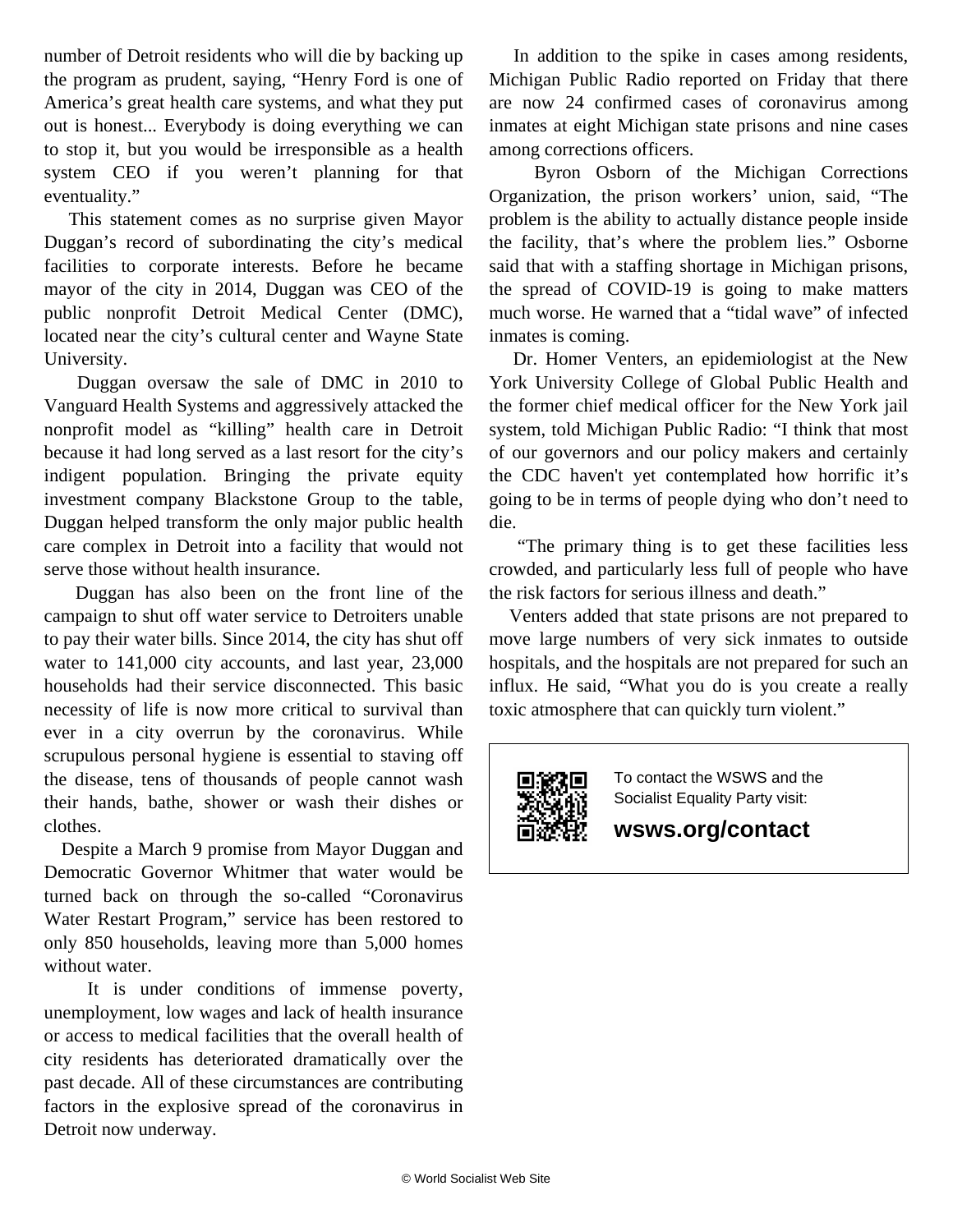number of Detroit residents who will die by backing up the program as prudent, saying, “Henry Ford is one of America’s great health care systems, and what they put out is honest... Everybody is doing everything we can to stop it, but you would be irresponsible as a health system CEO if you weren’t planning for that eventuality.”

This statement comes as no surprise given Mayor Duggan’s record of subordinating the city’s medical facilities to corporate interests. Before he became mayor of the city in 2014, Duggan was CEO of the public nonprofit Detroit Medical Center (DMC), located near the city’s cultural center and Wayne State University.

Duggan oversaw the sale of DMC in 2010 to Vanguard Health Systems and aggressively attacked the nonprofit model as “killing” health care in Detroit because it had long served as a last resort for the city’s indigent population. Bringing the private equity investment company Blackstone Group to the table, Duggan helped transform the only major public health care complex in Detroit into a facility that would not serve those without health insurance.

Duggan has also been on the front line of the campaign to shut off water service to Detroiters unable to pay their water bills. Since 2014, the city has shut off water to 141,000 city accounts, and last year, 23,000 households had their service disconnected. This basic necessity of life is now more critical to survival than ever in a city overrun by the coronavirus. While scrupulous personal hygiene is essential to staving off the disease, tens of thousands of people cannot wash their hands, bathe, shower or wash their dishes or clothes.

Despite a March 9 promise from Mayor Duggan and Democratic Governor Whitmer that water would be turned back on through the so-called “Coronavirus Water Restart Program,” service has been restored to only 850 households, leaving more than 5,000 homes without water.

It is under conditions of immense poverty, unemployment, low wages and lack of health insurance or access to medical facilities that the overall health of city residents has deteriorated dramatically over the past decade. All of these circumstances are contributing factors in the explosive spread of the coronavirus in Detroit now underway.

In addition to the spike in cases among residents, Michigan Public Radio reported on Friday that there are now 24 confirmed cases of coronavirus among inmates at eight Michigan state prisons and nine cases among corrections officers.

Byron Osborn of the Michigan Corrections Organization, the prison workers’ union, said, “The problem is the ability to actually distance people inside the facility, that’s where the problem lies.” Osborne said that with a staffing shortage in Michigan prisons, the spread of COVID-19 is going to make matters much worse. He warned that a “tidal wave” of infected inmates is coming.

Dr. Homer Venters, an epidemiologist at the New York University College of Global Public Health and the former chief medical officer for the New York jail system, told Michigan Public Radio: “I think that most of our governors and our policy makers and certainly the CDC haven't yet contemplated how horrific it’s going to be in terms of people dying who don’t need to die.

“The primary thing is to get these facilities less crowded, and particularly less full of people who have the risk factors for serious illness and death.”

Venters added that state prisons are not prepared to move large numbers of very sick inmates to outside hospitals, and the hospitals are not prepared for such an influx. He said, “What you do is you create a really toxic atmosphere that can quickly turn violent.”

To contact the WSWS and the Socialist Equality Party visit:

**wsws.org/contact**